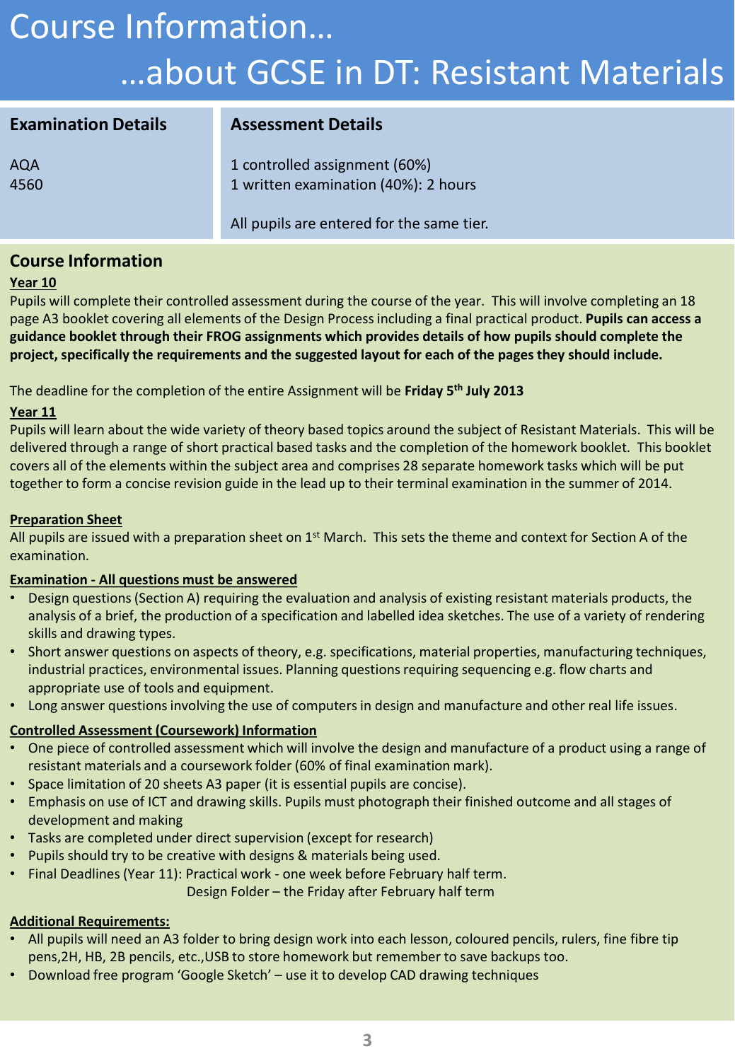# Course Information…
# …about GCSE in DT: Resistant Materials

| Examination Details | Assessment Details |
|---|---|
| AQA<br>4560 | 1 controlled assignment (60%)<br>1 written examination (40%): 2 hours<br><br>All pupils are entered for the same tier. |

## Course Information

**Year 10**

Pupils will complete their controlled assessment during the course of the year. This will involve completing an 18 page A3 booklet covering all elements of the Design Process including a final practical product. **Pupils can access a guidance booklet through their FROG assignments which provides details of how pupils should complete the project, specifically the requirements and the suggested layout for each of the pages they should include.**

The deadline for the completion of the entire Assignment will be **Friday 5th July 2013**

**Year 11**

Pupils will learn about the wide variety of theory based topics around the subject of Resistant Materials. This will be delivered through a range of short practical based tasks and the completion of the homework booklet. This booklet covers all of the elements within the subject area and comprises 28 separate homework tasks which will be put together to form a concise revision guide in the lead up to their terminal examination in the summer of 2014.

**Preparation Sheet**

All pupils are issued with a preparation sheet on 1st March. This sets the theme and context for Section A of the examination.

**Examination - All questions must be answered**

- Design questions (Section A) requiring the evaluation and analysis of existing resistant materials products, the analysis of a brief, the production of a specification and labelled idea sketches. The use of a variety of rendering skills and drawing types.
- Short answer questions on aspects of theory, e.g. specifications, material properties, manufacturing techniques, industrial practices, environmental issues. Planning questions requiring sequencing e.g. flow charts and appropriate use of tools and equipment.
- Long answer questions involving the use of computers in design and manufacture and other real life issues.

**Controlled Assessment (Coursework) Information**

- One piece of controlled assessment which will involve the design and manufacture of a product using a range of resistant materials and a coursework folder (60% of final examination mark).
- Space limitation of 20 sheets A3 paper (it is essential pupils are concise).
- Emphasis on use of ICT and drawing skills. Pupils must photograph their finished outcome and all stages of development and making
- Tasks are completed under direct supervision (except for research)
- Pupils should try to be creative with designs & materials being used.
- Final Deadlines (Year 11): Practical work - one week before February half term.
  Design Folder – the Friday after February half term

**Additional Requirements:**

- All pupils will need an A3 folder to bring design work into each lesson, coloured pencils, rulers, fine fibre tip pens,2H, HB, 2B pencils, etc.,USB to store homework but remember to save backups too.
- Download free program 'Google Sketch' – use it to develop CAD drawing techniques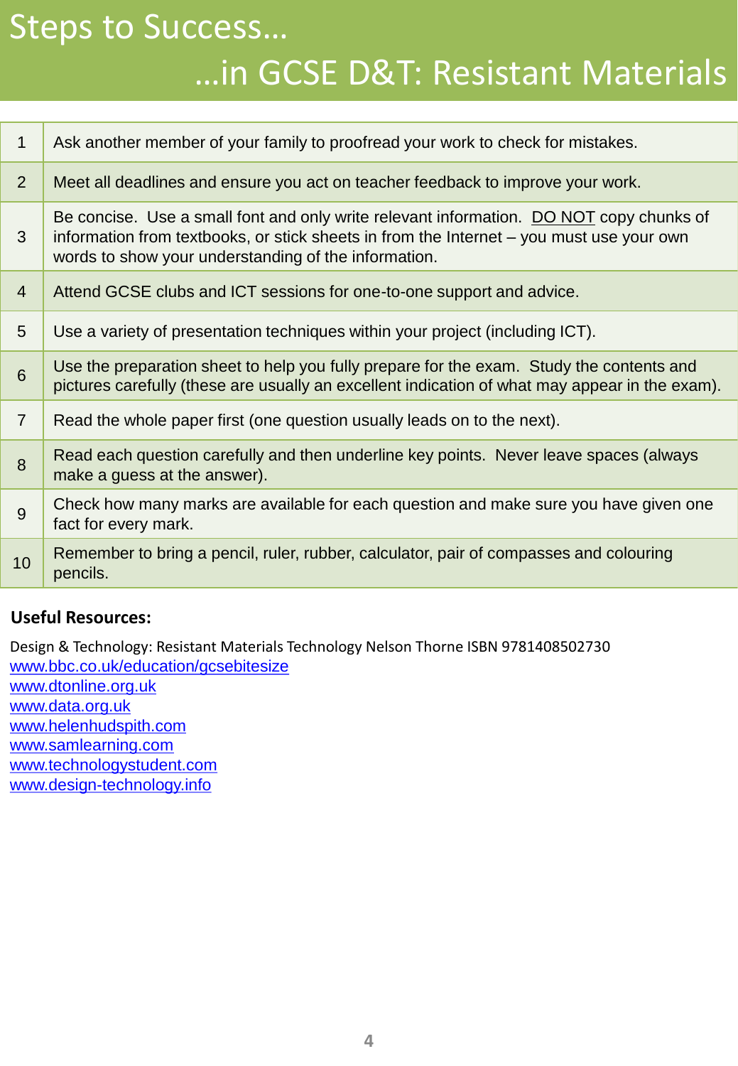# Steps to Success…

## …in GCSE D&T: Resistant Materials

| | |
|---|---|
| 1 | Ask another member of your family to proofread your work to check for mistakes. |
| 2 | Meet all deadlines and ensure you act on teacher feedback to improve your work. |
| 3 | Be concise. Use a small font and only write relevant information. DO NOT copy chunks of information from textbooks, or stick sheets in from the Internet – you must use your own words to show your understanding of the information. |
| 4 | Attend GCSE clubs and ICT sessions for one-to-one support and advice. |
| 5 | Use a variety of presentation techniques within your project (including ICT). |
| 6 | Use the preparation sheet to help you fully prepare for the exam. Study the contents and pictures carefully (these are usually an excellent indication of what may appear in the exam). |
| 7 | Read the whole paper first (one question usually leads on to the next). |
| 8 | Read each question carefully and then underline key points. Never leave spaces (always make a guess at the answer). |
| 9 | Check how many marks are available for each question and make sure you have given one fact for every mark. |
| 10 | Remember to bring a pencil, ruler, rubber, calculator, pair of compasses and colouring pencils. |

**Useful Resources:**

Design & Technology: Resistant Materials Technology Nelson Thorne ISBN 9781408502730
www.bbc.co.uk/education/gcsebitesize
www.dtonline.org.uk
www.data.org.uk
www.helenhudspith.com
www.samlearning.com
www.technologystudent.com
www.design-technology.info